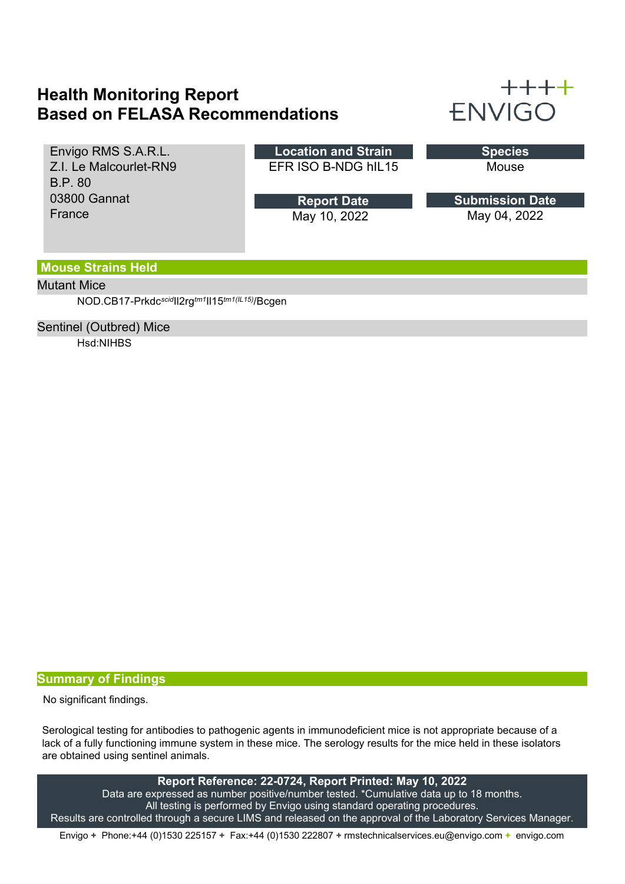# Health Monitoring Report
# Based on FELASA Recommendations

ENVIGO

Envigo RMS S.A.R.L.
Z.I. Le Malcourlet-RN9
B.P. 80
03800 Gannat
France

| Location and Strain | Species |
|---|---|
| EFR ISO B-NDG hIL15 | Mouse |

| Report Date | Submission Date |
|---|---|
| May 10, 2022 | May 04, 2022 |

## Mouse Strains Held

### Mutant Mice

NOD.CB17-Prkdc$^{scid}$Il2rg$^{tm1}$Il15$^{tm1(IL15)}$/Bcgen

### Sentinel (Outbred) Mice

Hsd:NIHBS

## Summary of Findings

No significant findings.

Serological testing for antibodies to pathogenic agents in immunodeficient mice is not appropriate because of a lack of a fully functioning immune system in these mice. The serology results for the mice held in these isolators are obtained using sentinel animals.

**Report Reference: 22-0724, Report Printed: May 10, 2022**

Data are expressed as number positive/number tested. *Cumulative data up to 18 months.
All testing is performed by Envigo using standard operating procedures.
Results are controlled through a secure LIMS and released on the approval of the Laboratory Services Manager.

Envigo + Phone:+44 (0)1530 225157 + Fax:+44 (0)1530 222807 + rmstechnicalservices.eu@envigo.com + envigo.com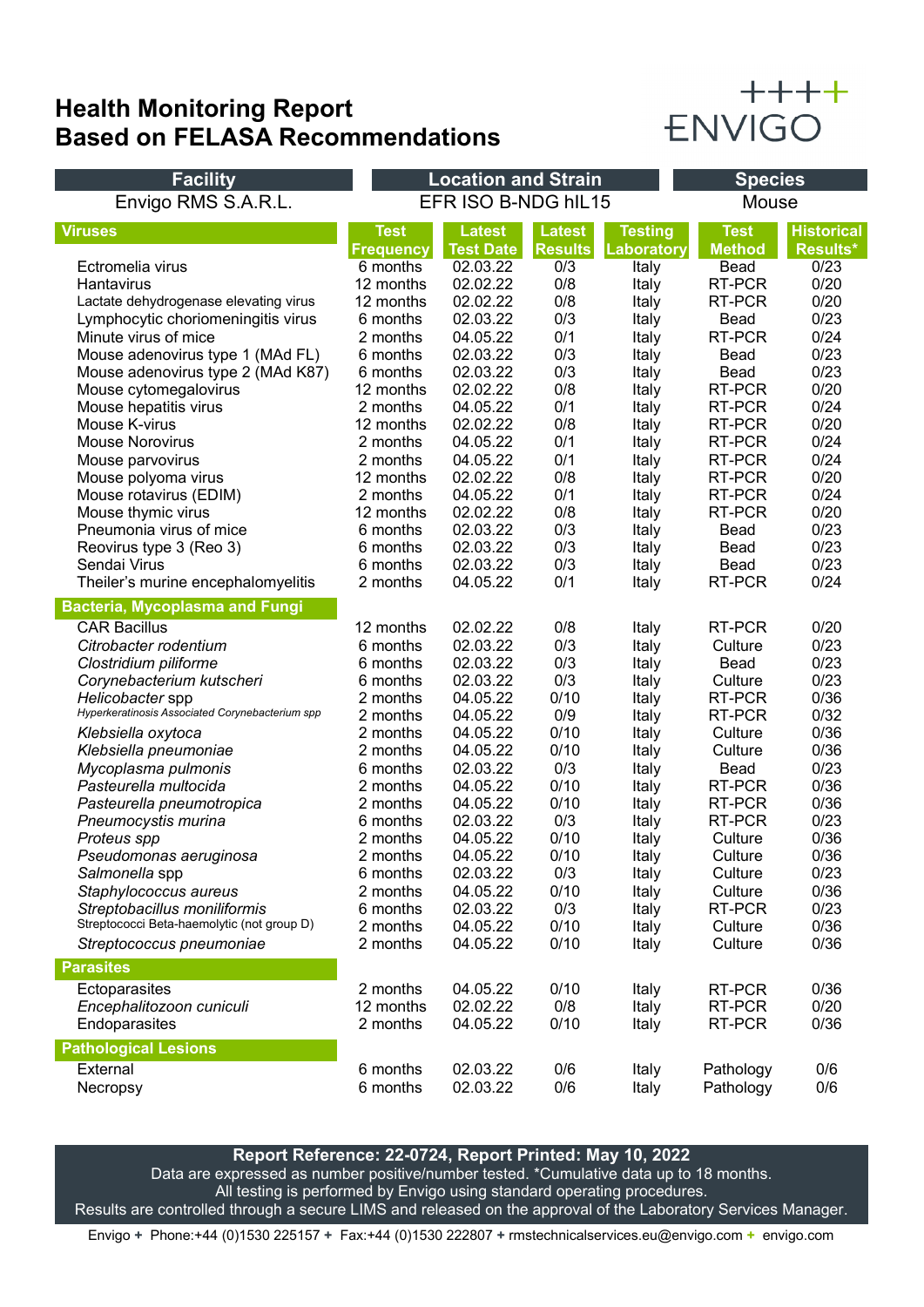# Health Monitoring Report
# Based on FELASA Recommendations

ENVIGO

| Facility | Location and Strain | Species |
|---|---|---|
| Envigo RMS S.A.R.L. | EFR ISO B-NDG hIL15 | Mouse |

| Viruses | Test Frequency | Latest Test Date | Latest Results | Testing Laboratory | Test Method | Historical Results* |
|---|---|---|---|---|---|---|
| Ectromelia virus | 6 months | 02.03.22 | 0/3 | Italy | Bead | 0/23 |
| Hantavirus | 12 months | 02.02.22 | 0/8 | Italy | RT-PCR | 0/20 |
| Lactate dehydrogenase elevating virus | 12 months | 02.02.22 | 0/8 | Italy | RT-PCR | 0/20 |
| Lymphocytic choriomeningitis virus | 6 months | 02.03.22 | 0/3 | Italy | Bead | 0/23 |
| Minute virus of mice | 2 months | 04.05.22 | 0/1 | Italy | RT-PCR | 0/24 |
| Mouse adenovirus type 1 (MAd FL) | 6 months | 02.03.22 | 0/3 | Italy | Bead | 0/23 |
| Mouse adenovirus type 2 (MAd K87) | 6 months | 02.03.22 | 0/3 | Italy | Bead | 0/23 |
| Mouse cytomegalovirus | 12 months | 02.02.22 | 0/8 | Italy | RT-PCR | 0/20 |
| Mouse hepatitis virus | 2 months | 04.05.22 | 0/1 | Italy | RT-PCR | 0/24 |
| Mouse K-virus | 12 months | 02.02.22 | 0/8 | Italy | RT-PCR | 0/20 |
| Mouse Norovirus | 2 months | 04.05.22 | 0/1 | Italy | RT-PCR | 0/24 |
| Mouse parvovirus | 2 months | 04.05.22 | 0/1 | Italy | RT-PCR | 0/24 |
| Mouse polyoma virus | 12 months | 02.02.22 | 0/8 | Italy | RT-PCR | 0/20 |
| Mouse rotavirus (EDIM) | 2 months | 04.05.22 | 0/1 | Italy | RT-PCR | 0/24 |
| Mouse thymic virus | 12 months | 02.02.22 | 0/8 | Italy | RT-PCR | 0/20 |
| Pneumonia virus of mice | 6 months | 02.03.22 | 0/3 | Italy | Bead | 0/23 |
| Reovirus type 3 (Reo 3) | 6 months | 02.03.22 | 0/3 | Italy | Bead | 0/23 |
| Sendai Virus | 6 months | 02.03.22 | 0/3 | Italy | Bead | 0/23 |
| Theiler's murine encephalomyelitis | 2 months | 04.05.22 | 0/1 | Italy | RT-PCR | 0/24 |
| **Bacteria, Mycoplasma and Fungi** | | | | | | |
| CAR Bacillus | 12 months | 02.02.22 | 0/8 | Italy | RT-PCR | 0/20 |
| *Citrobacter rodentium* | 6 months | 02.03.22 | 0/3 | Italy | Culture | 0/23 |
| *Clostridium piliforme* | 6 months | 02.03.22 | 0/3 | Italy | Bead | 0/23 |
| *Corynebacterium kutscheri* | 6 months | 02.03.22 | 0/3 | Italy | Culture | 0/23 |
| *Helicobacter* spp | 2 months | 04.05.22 | 0/10 | Italy | RT-PCR | 0/36 |
| *Hyperkeratinosis Associated Corynebacterium spp* | 2 months | 04.05.22 | 0/9 | Italy | RT-PCR | 0/32 |
| *Klebsiella oxytoca* | 2 months | 04.05.22 | 0/10 | Italy | Culture | 0/36 |
| *Klebsiella pneumoniae* | 2 months | 04.05.22 | 0/10 | Italy | Culture | 0/36 |
| *Mycoplasma pulmonis* | 6 months | 02.03.22 | 0/3 | Italy | Bead | 0/23 |
| *Pasteurella multocida* | 2 months | 04.05.22 | 0/10 | Italy | RT-PCR | 0/36 |
| *Pasteurella pneumotropica* | 2 months | 04.05.22 | 0/10 | Italy | RT-PCR | 0/36 |
| *Pneumocystis murina* | 6 months | 02.03.22 | 0/3 | Italy | RT-PCR | 0/23 |
| *Proteus spp* | 2 months | 04.05.22 | 0/10 | Italy | Culture | 0/36 |
| *Pseudomonas aeruginosa* | 2 months | 04.05.22 | 0/10 | Italy | Culture | 0/36 |
| *Salmonella* spp | 6 months | 02.03.22 | 0/3 | Italy | Culture | 0/23 |
| *Staphylococcus aureus* | 2 months | 04.05.22 | 0/10 | Italy | Culture | 0/36 |
| *Streptobacillus moniliformis* | 6 months | 02.03.22 | 0/3 | Italy | RT-PCR | 0/23 |
| Streptococci Beta-haemolytic (not group D) | 2 months | 04.05.22 | 0/10 | Italy | Culture | 0/36 |
| *Streptococcus pneumoniae* | 2 months | 04.05.22 | 0/10 | Italy | Culture | 0/36 |
| **Parasites** | | | | | | |
| Ectoparasites | 2 months | 04.05.22 | 0/10 | Italy | RT-PCR | 0/36 |
| *Encephalitozoon cuniculi* | 12 months | 02.02.22 | 0/8 | Italy | RT-PCR | 0/20 |
| Endoparasites | 2 months | 04.05.22 | 0/10 | Italy | RT-PCR | 0/36 |
| **Pathological Lesions** | | | | | | |
| External | 6 months | 02.03.22 | 0/6 | Italy | Pathology | 0/6 |
| Necropsy | 6 months | 02.03.22 | 0/6 | Italy | Pathology | 0/6 |

**Report Reference: 22-0724, Report Printed: May 10, 2022**

Data are expressed as number positive/number tested. *Cumulative data up to 18 months.
All testing is performed by Envigo using standard operating procedures.
Results are controlled through a secure LIMS and released on the approval of the Laboratory Services Manager.

Envigo + Phone:+44 (0)1530 225157 + Fax:+44 (0)1530 222807 + rmstechnicalservices.eu@envigo.com + envigo.com